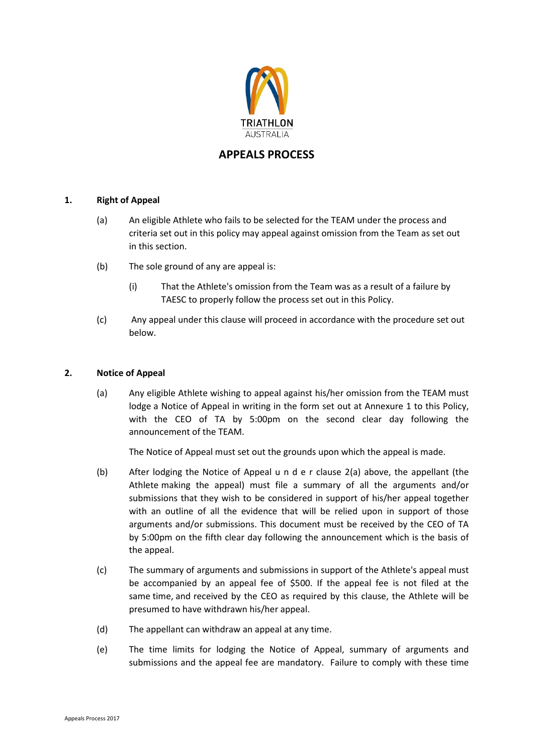TRIATHLON AUSTRALIA

# APPEALS PROCESS

## 1. Right of Appeal

(a) An eligible Athlete who fails to be selected for the TEAM under the process and criteria set out in this policy may appeal against omission from the Team as set out in this section.

(b) The sole ground of any are appeal is:

(i) That the Athlete's omission from the Team was as a result of a failure by TAESC to properly follow the process set out in this Policy.

(c) Any appeal under this clause will proceed in accordance with the procedure set out below.

## 2. Notice of Appeal

(a) Any eligible Athlete wishing to appeal against his/her omission from the TEAM must lodge a Notice of Appeal in writing in the form set out at Annexure 1 to this Policy, with the CEO of TA by 5:00pm on the second clear day following the announcement of the TEAM.

The Notice of Appeal must set out the grounds upon which the appeal is made.

(b) After lodging the Notice of Appeal u n d e r clause 2(a) above, the appellant (the Athlete making the appeal) must file a summary of all the arguments and/or submissions that they wish to be considered in support of his/her appeal together with an outline of all the evidence that will be relied upon in support of those arguments and/or submissions. This document must be received by the CEO of TA by 5:00pm on the fifth clear day following the announcement which is the basis of the appeal.

(c) The summary of arguments and submissions in support of the Athlete's appeal must be accompanied by an appeal fee of $500. If the appeal fee is not filed at the same time, and received by the CEO as required by this clause, the Athlete will be presumed to have withdrawn his/her appeal.

(d) The appellant can withdraw an appeal at any time.

(e) The time limits for lodging the Notice of Appeal, summary of arguments and submissions and the appeal fee are mandatory. Failure to comply with these time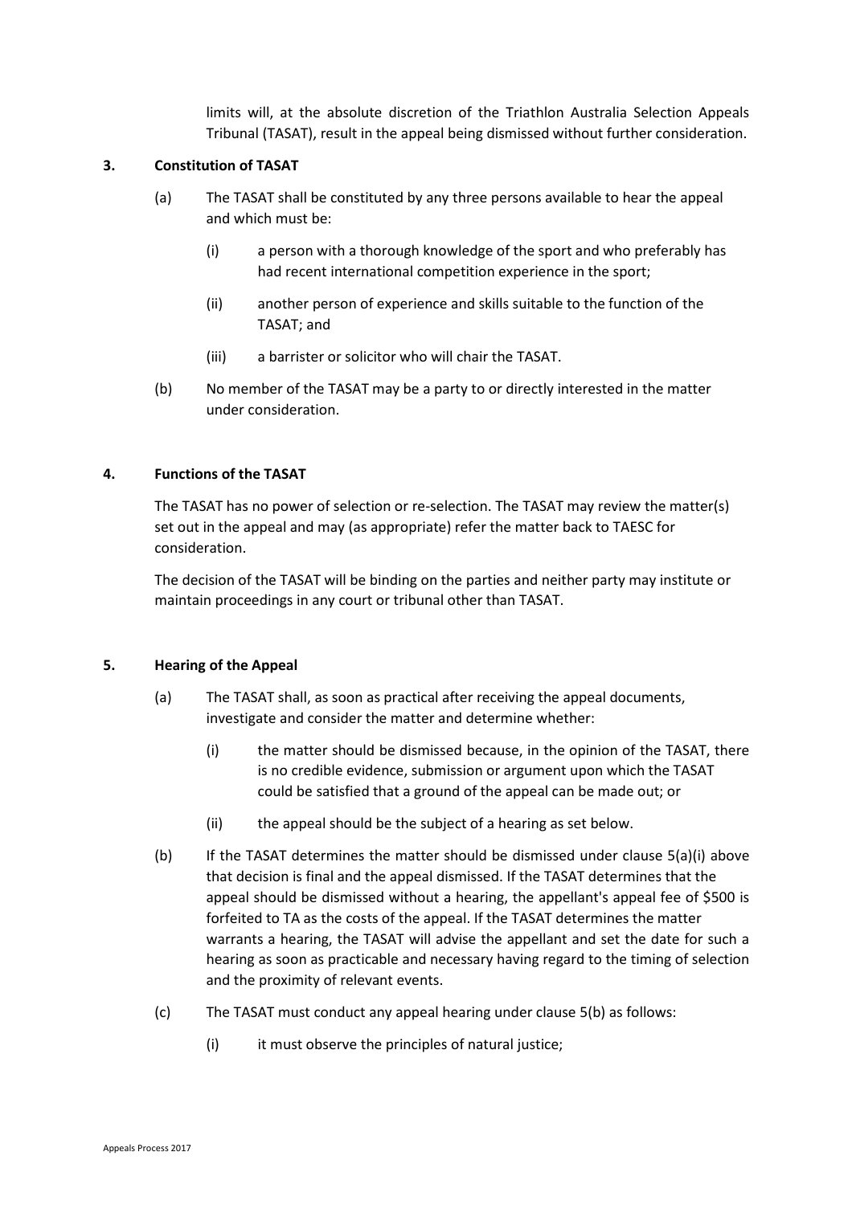limits will, at the absolute discretion of the Triathlon Australia Selection Appeals Tribunal (TASAT), result in the appeal being dismissed without further consideration.

## 3. Constitution of TASAT

(a) The TASAT shall be constituted by any three persons available to hear the appeal and which must be:

  (i) a person with a thorough knowledge of the sport and who preferably has had recent international competition experience in the sport;

  (ii) another person of experience and skills suitable to the function of the TASAT; and

  (iii) a barrister or solicitor who will chair the TASAT.

(b) No member of the TASAT may be a party to or directly interested in the matter under consideration.

## 4. Functions of the TASAT

The TASAT has no power of selection or re-selection. The TASAT may review the matter(s) set out in the appeal and may (as appropriate) refer the matter back to TAESC for consideration.

The decision of the TASAT will be binding on the parties and neither party may institute or maintain proceedings in any court or tribunal other than TASAT.

## 5. Hearing of the Appeal

(a) The TASAT shall, as soon as practical after receiving the appeal documents, investigate and consider the matter and determine whether:

  (i) the matter should be dismissed because, in the opinion of the TASAT, there is no credible evidence, submission or argument upon which the TASAT could be satisfied that a ground of the appeal can be made out; or

  (ii) the appeal should be the subject of a hearing as set below.

(b) If the TASAT determines the matter should be dismissed under clause 5(a)(i) above that decision is final and the appeal dismissed. If the TASAT determines that the appeal should be dismissed without a hearing, the appellant's appeal fee of $500 is forfeited to TA as the costs of the appeal. If the TASAT determines the matter warrants a hearing, the TASAT will advise the appellant and set the date for such a hearing as soon as practicable and necessary having regard to the timing of selection and the proximity of relevant events.

(c) The TASAT must conduct any appeal hearing under clause 5(b) as follows:

  (i) it must observe the principles of natural justice;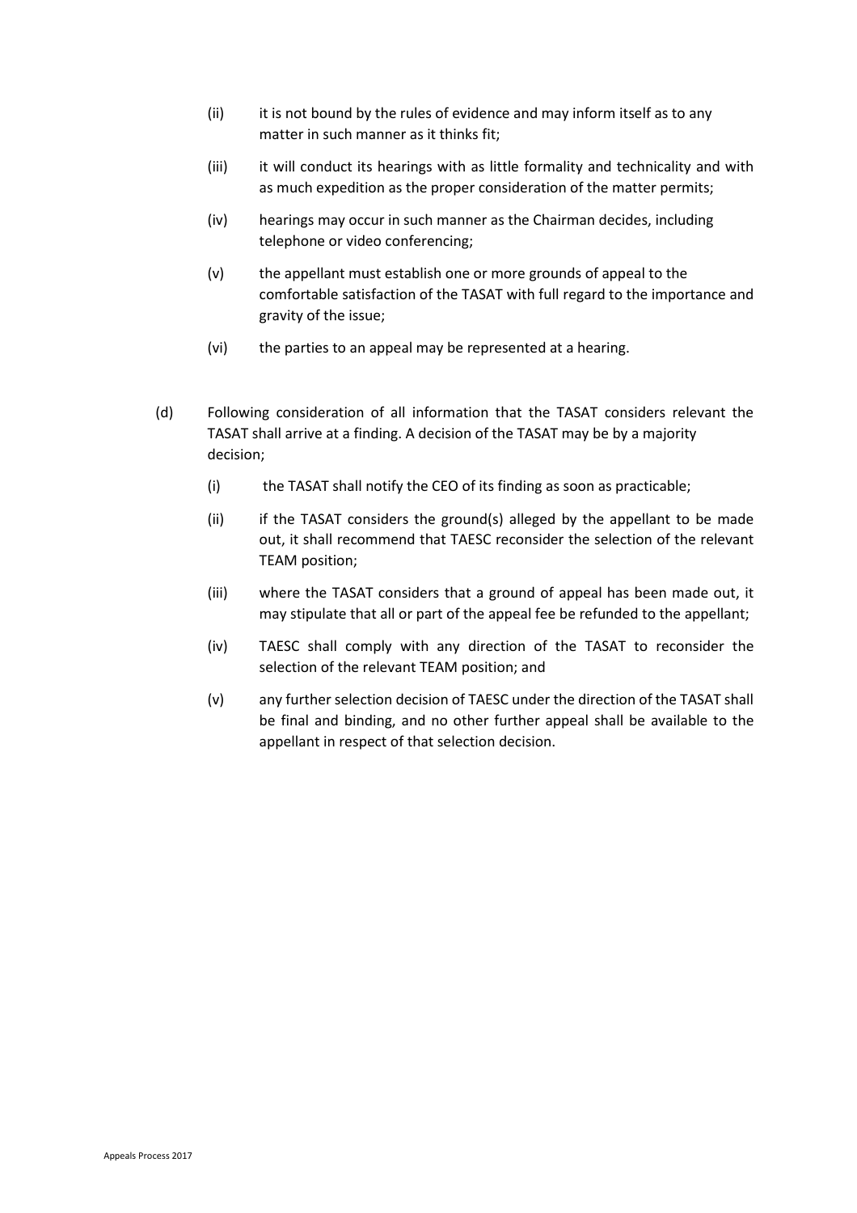(ii) it is not bound by the rules of evidence and may inform itself as to any matter in such manner as it thinks fit;

(iii) it will conduct its hearings with as little formality and technicality and with as much expedition as the proper consideration of the matter permits;

(iv) hearings may occur in such manner as the Chairman decides, including telephone or video conferencing;

(v) the appellant must establish one or more grounds of appeal to the comfortable satisfaction of the TASAT with full regard to the importance and gravity of the issue;

(vi) the parties to an appeal may be represented at a hearing.

(d) Following consideration of all information that the TASAT considers relevant the TASAT shall arrive at a finding. A decision of the TASAT may be by a majority decision;

(i) the TASAT shall notify the CEO of its finding as soon as practicable;

(ii) if the TASAT considers the ground(s) alleged by the appellant to be made out, it shall recommend that TAESC reconsider the selection of the relevant TEAM position;

(iii) where the TASAT considers that a ground of appeal has been made out, it may stipulate that all or part of the appeal fee be refunded to the appellant;

(iv) TAESC shall comply with any direction of the TASAT to reconsider the selection of the relevant TEAM position; and

(v) any further selection decision of TAESC under the direction of the TASAT shall be final and binding, and no other further appeal shall be available to the appellant in respect of that selection decision.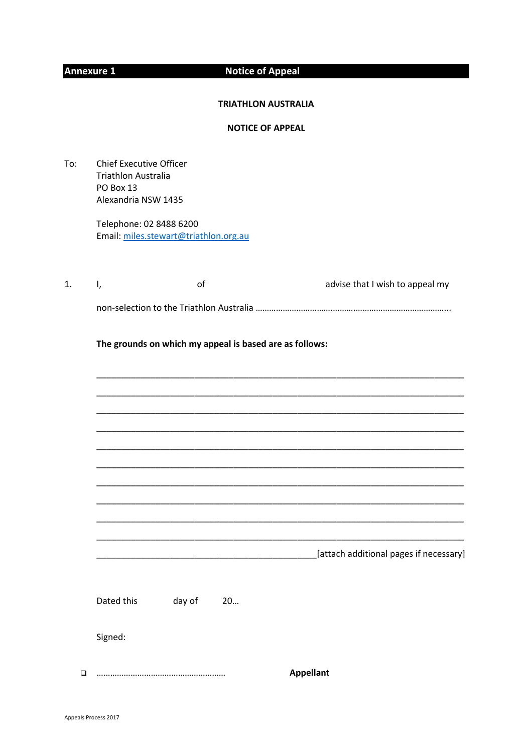**Annexure 1** **Notice of Appeal**

**TRIATHLON AUSTRALIA**

**NOTICE OF APPEAL**

To: Chief Executive Officer
Triathlon Australia
PO Box 13
Alexandria NSW 1435

Telephone: 02 8488 6200
Email: miles.stewart@triathlon.org.au

1. I, of advise that I wish to appeal my

non-selection to the Triathlon Australia ……………………………………………………………………………..

**The grounds on which my appeal is based are as follows:**

___________________________________________________________________________

___________________________________________________________________________

___________________________________________________________________________

___________________________________________________________________________

___________________________________________________________________________

___________________________________________________________________________

___________________________________________________________________________

___________________________________________________________________________

___________________________________________________________________________

___________________________________________________________________________

______________________________________________[attach additional pages if necessary]

Dated this day of 20…

Signed:

❑ ………………………………………………… **Appellant**